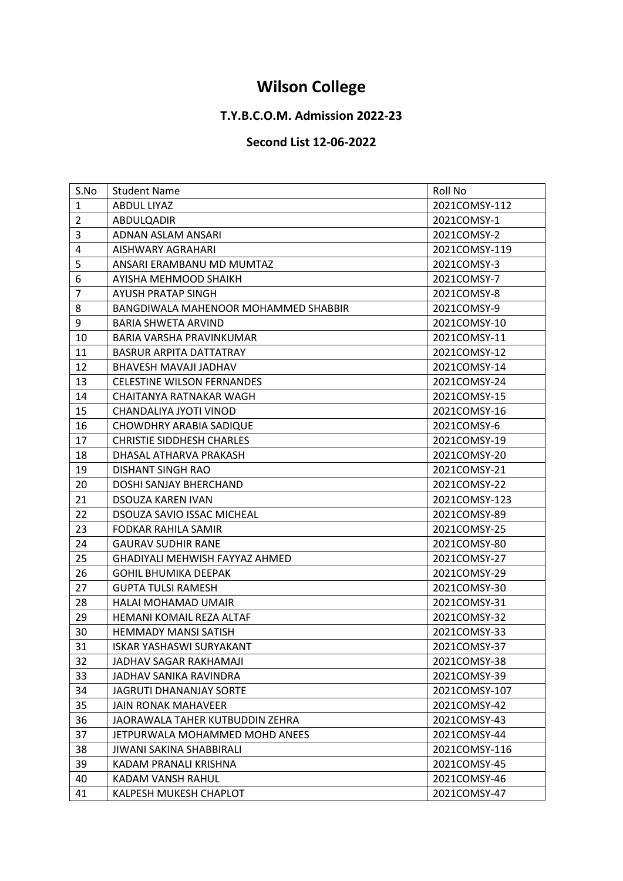# Wilson College

## T.Y.B.C.O.M. Admission 2022-23

## Second List 12-06-2022

| S.No | Student Name | Roll No |
|---|---|---|
| 1 | ABDUL LIYAZ | 2021COMSY-112 |
| 2 | ABDULQADIR | 2021COMSY-1 |
| 3 | ADNAN ASLAM ANSARI | 2021COMSY-2 |
| 4 | AISHWARY AGRAHARI | 2021COMSY-119 |
| 5 | ANSARI ERAMBANU MD MUMTAZ | 2021COMSY-3 |
| 6 | AYISHA MEHMOOD SHAIKH | 2021COMSY-7 |
| 7 | AYUSH PRATAP SINGH | 2021COMSY-8 |
| 8 | BANGDIWALA MAHENOOR MOHAMMED SHABBIR | 2021COMSY-9 |
| 9 | BARIA SHWETA ARVIND | 2021COMSY-10 |
| 10 | BARIA VARSHA PRAVINKUMAR | 2021COMSY-11 |
| 11 | BASRUR ARPITA DATTATRAY | 2021COMSY-12 |
| 12 | BHAVESH MAVAJI JADHAV | 2021COMSY-14 |
| 13 | CELESTINE WILSON FERNANDES | 2021COMSY-24 |
| 14 | CHAITANYA RATNAKAR WAGH | 2021COMSY-15 |
| 15 | CHANDALIYA JYOTI VINOD | 2021COMSY-16 |
| 16 | CHOWDHRY ARABIA SADIQUE | 2021COMSY-6 |
| 17 | CHRISTIE SIDDHESH CHARLES | 2021COMSY-19 |
| 18 | DHASAL ATHARVA PRAKASH | 2021COMSY-20 |
| 19 | DISHANT SINGH RAO | 2021COMSY-21 |
| 20 | DOSHI SANJAY BHERCHAND | 2021COMSY-22 |
| 21 | DSOUZA KAREN IVAN | 2021COMSY-123 |
| 22 | DSOUZA SAVIO ISSAC MICHEAL | 2021COMSY-89 |
| 23 | FODKAR RAHILA SAMIR | 2021COMSY-25 |
| 24 | GAURAV SUDHIR RANE | 2021COMSY-80 |
| 25 | GHADIYALI MEHWISH FAYYAZ AHMED | 2021COMSY-27 |
| 26 | GOHIL BHUMIKA DEEPAK | 2021COMSY-29 |
| 27 | GUPTA TULSI RAMESH | 2021COMSY-30 |
| 28 | HALAI MOHAMAD UMAIR | 2021COMSY-31 |
| 29 | HEMANI KOMAIL REZA ALTAF | 2021COMSY-32 |
| 30 | HEMMADY MANSI SATISH | 2021COMSY-33 |
| 31 | ISKAR YASHASWI SURYAKANT | 2021COMSY-37 |
| 32 | JADHAV SAGAR RAKHAMAJI | 2021COMSY-38 |
| 33 | JADHAV SANIKA RAVINDRA | 2021COMSY-39 |
| 34 | JAGRUTI DHANANJAY SORTE | 2021COMSY-107 |
| 35 | JAIN RONAK MAHAVEER | 2021COMSY-42 |
| 36 | JAORAWALA TAHER KUTBUDDIN ZEHRA | 2021COMSY-43 |
| 37 | JETPURWALA MOHAMMED MOHD ANEES | 2021COMSY-44 |
| 38 | JIWANI SAKINA SHABBIRALI | 2021COMSY-116 |
| 39 | KADAM PRANALI KRISHNA | 2021COMSY-45 |
| 40 | KADAM VANSH RAHUL | 2021COMSY-46 |
| 41 | KALPESH MUKESH CHAPLOT | 2021COMSY-47 |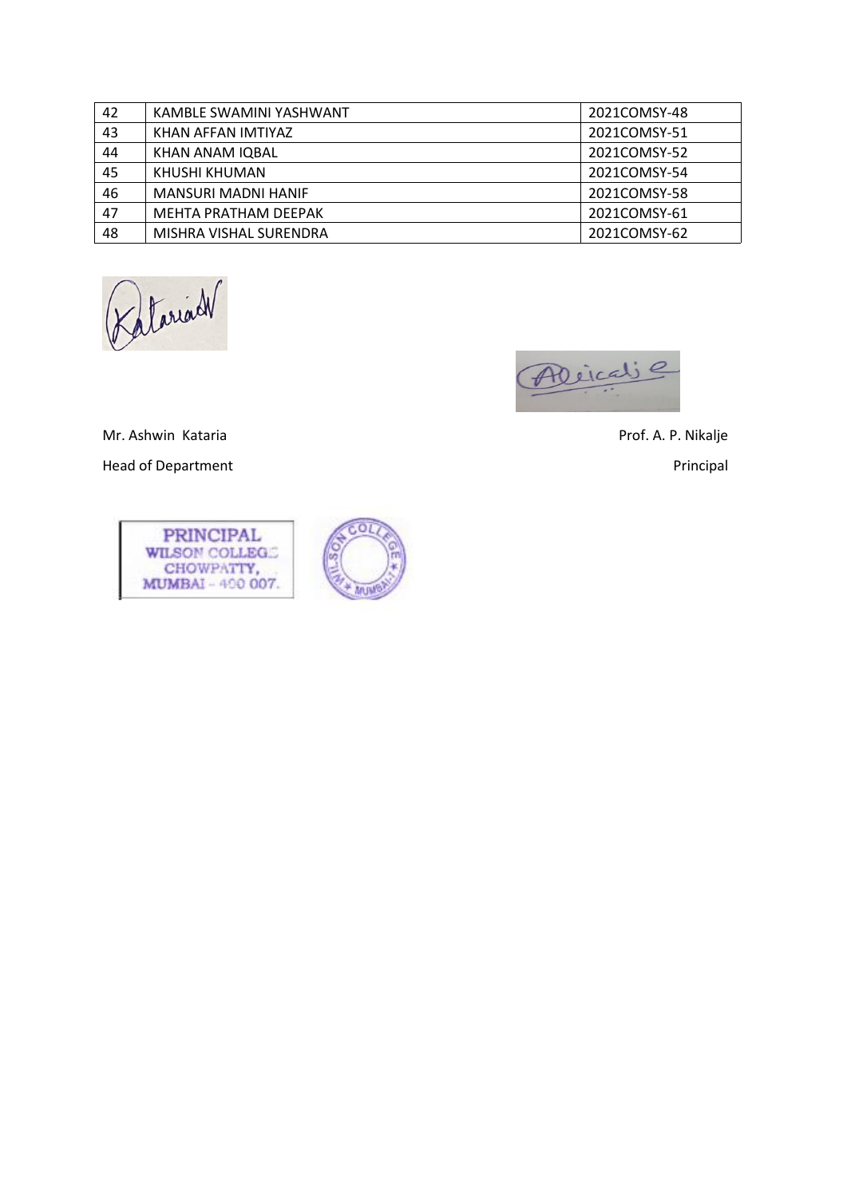| | | |
|---|---|---|
| 42 | KAMBLE SWAMINI YASHWANT | 2021COMSY-48 |
| 43 | KHAN AFFAN IMTIYAZ | 2021COMSY-51 |
| 44 | KHAN ANAM IQBAL | 2021COMSY-52 |
| 45 | KHUSHI KHUMAN | 2021COMSY-54 |
| 46 | MANSURI MADNI HANIF | 2021COMSY-58 |
| 47 | MEHTA PRATHAM DEEPAK | 2021COMSY-61 |
| 48 | MISHRA VISHAL SURENDRA | 2021COMSY-62 |

Mr. Ashwin Kataria

Head of Department

Prof. A. P. Nikalje

Principal

PRINCIPAL
WILSON COLLEGE
CHOWPATTY,
MUMBAI - 400 007.

WILSON COLLEGE * MUMBAI-7 *